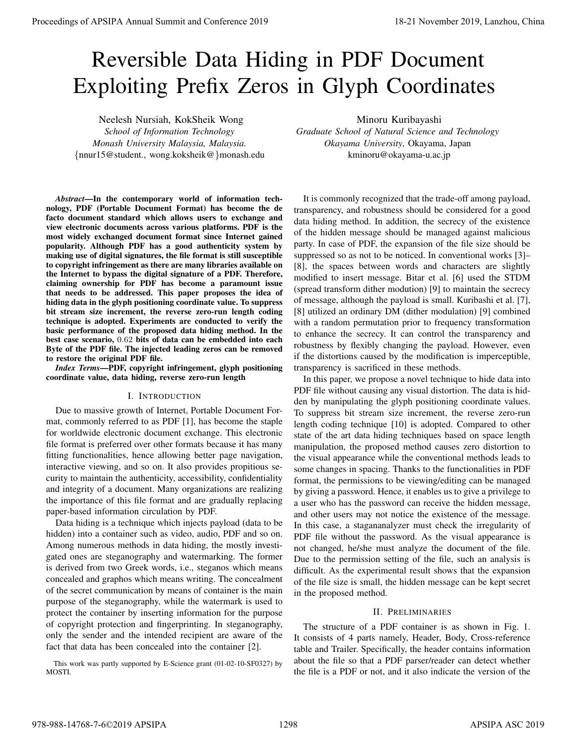# Reversible Data Hiding in PDF Document Exploiting Prefix Zeros in Glyph Coordinates

Neelesh Nursiah, KokSheik Wong
*School of Information Technology*
*Monash University Malaysia, Malaysia.*
{nnur15@student., wong.koksheik@}monash.edu

Minoru Kuribayashi
*Graduate School of Natural Science and Technology*
*Okayama University*, Okayama, Japan
kminoru@okayama-u.ac.jp

***Abstract*—In the contemporary world of information technology, PDF (Portable Document Format) has become the de facto document standard which allows users to exchange and view electronic documents across various platforms. PDF is the most widely exchanged document format since Internet gained popularity. Although PDF has a good authenticity system by making use of digital signatures, the file format is still susceptible to copyright infringement as there are many libraries available on the Internet to bypass the digital signature of a PDF. Therefore, claiming ownership for PDF has become a paramount issue that needs to be addressed. This paper proposes the idea of hiding data in the glyph positioning coordinate value. To suppress bit stream size increment, the reverse zero-run length coding technique is adopted. Experiments are conducted to verify the basic performance of the proposed data hiding method. In the best case scenario, $0.62$ bits of data can be embedded into each Byte of the PDF file. The injected leading zeros can be removed to restore the original PDF file.**

***Index Terms*—PDF, copyright infringement, glyph positioning coordinate value, data hiding, reverse zero-run length**

## I. Introduction

Due to massive growth of Internet, Portable Document Format, commonly referred to as PDF [1], has become the staple for worldwide electronic document exchange. This electronic file format is preferred over other formats because it has many fitting functionalities, hence allowing better page navigation, interactive viewing, and so on. It also provides propitious security to maintain the authenticity, accessibility, confidentiality and integrity of a document. Many organizations are realizing the importance of this file format and are gradually replacing paper-based information circulation by PDF.

Data hiding is a technique which injects payload (data to be hidden) into a container such as video, audio, PDF and so on. Among numerous methods in data hiding, the mostly investigated ones are steganography and watermarking. The former is derived from two Greek words, i.e., steganos which means concealed and graphos which means writing. The concealment of the secret communication by means of container is the main purpose of the steganography, while the watermark is used to protect the container by inserting information for the purpose of copyright protection and fingerprinting. In steganography, only the sender and the intended recipient are aware of the fact that data has been concealed into the container [2].

This work was partly supported by E-Science grant (01-02-10-SF0327) by MOSTI.

It is commonly recognized that the trade-off among payload, transparency, and robustness should be considered for a good data hiding method. In addition, the secrecy of the existence of the hidden message should be managed against malicious party. In case of PDF, the expansion of the file size should be suppressed so as not to be noticed. In conventional works [3]–[8], the spaces between words and characters are slightly modified to insert message. Bitar et al. [6] used the STDM (spread transform dither modution) [9] to maintain the secrecy of message, although the payload is small. Kuribashi et al. [7], [8] utilized an ordinary DM (dither modulation) [9] combined with a random permutation prior to frequency transformation to enhance the secrecy. It can control the transparency and robustness by flexibly changing the payload. However, even if the distortions caused by the modification is imperceptible, transparency is sacrificed in these methods.

In this paper, we propose a novel technique to hide data into PDF file without causing any visual distortion. The data is hidden by manipulating the glyph positioning coordinate values. To suppress bit stream size increment, the reverse zero-run length coding technique [10] is adopted. Compared to other state of the art data hiding techniques based on space length manipulation, the proposed method causes zero distortion to the visual appearance while the conventional methods leads to some changes in spacing. Thanks to the functionalities in PDF format, the permissions to be viewing/editing can be managed by giving a password. Hence, it enables us to give a privilege to a user who has the password can receive the hidden message, and other users may not notice the existence of the message. In this case, a staganalyzer must check the irregularity of PDF file without the password. As the visual appearance is not changed, he/she must analyze the document of the file. Due to the permission setting of the file, such an analysis is difficult. As the experimental result shows that the expansion of the file size is small, the hidden message can be kept secret in the proposed method.

## II. Preliminaries

The structure of a PDF container is as shown in Fig. 1. It consists of 4 parts namely, Header, Body, Cross-reference table and Trailer. Specifically, the header contains information about the file so that a PDF parser/reader can detect whether the file is a PDF or not, and it also indicate the version of the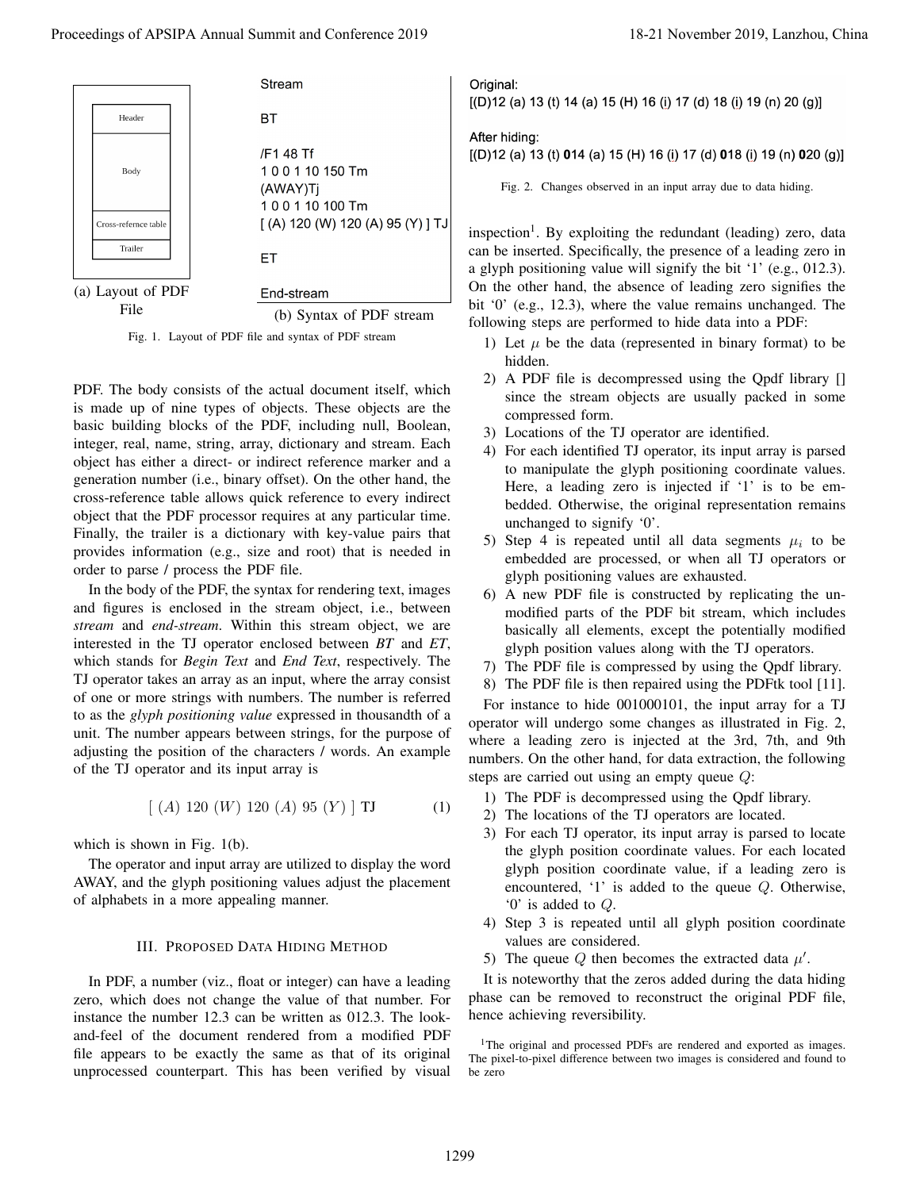(a) Layout of PDF File

Header

Body

Cross-refernce table

Trailer

(b) Syntax of PDF stream

```
Stream

BT

/F1 48 Tf
1 0 0 1 10 150 Tm
(AWAY)Tj
1 0 0 1 10 100 Tm
[ (A) 120 (W) 120 (A) 95 (Y) ] TJ

ET

End-stream
```

Fig. 1. Layout of PDF file and syntax of PDF stream

PDF. The body consists of the actual document itself, which is made up of nine types of objects. These objects are the basic building blocks of the PDF, including null, Boolean, integer, real, name, string, array, dictionary and stream. Each object has either a direct- or indirect reference marker and a generation number (i.e., binary offset). On the other hand, the cross-reference table allows quick reference to every indirect object that the PDF processor requires at any particular time. Finally, the trailer is a dictionary with key-value pairs that provides information (e.g., size and root) that is needed in order to parse / process the PDF file.

In the body of the PDF, the syntax for rendering text, images and figures is enclosed in the stream object, i.e., between *stream* and *end-stream*. Within this stream object, we are interested in the TJ operator enclosed between *BT* and *ET*, which stands for *Begin Text* and *End Text*, respectively. The TJ operator takes an array as an input, where the array consist of one or more strings with numbers. The number is referred to as the *glyph positioning value* expressed in thousandth of a unit. The number appears between strings, for the purpose of adjusting the position of the characters / words. An example of the TJ operator and its input array is

$$[\ (A)\ 120\ (W)\ 120\ (A)\ 95\ (Y)\ ]\ \text{TJ} \tag{1}$$

which is shown in Fig. 1(b).

The operator and input array are utilized to display the word AWAY, and the glyph positioning values adjust the placement of alphabets in a more appealing manner.

## III. Proposed Data Hiding Method

In PDF, a number (viz., float or integer) can have a leading zero, which does not change the value of that number. For instance the number 12.3 can be written as 012.3. The look-and-feel of the document rendered from a modified PDF file appears to be exactly the same as that of its original unprocessed counterpart. This has been verified by visual inspection[1]. By exploiting the redundant (leading) zero, data can be inserted. Specifically, the presence of a leading zero in a glyph positioning value will signify the bit '1' (e.g., 012.3). On the other hand, the absence of leading zero signifies the bit '0' (e.g., 12.3), where the value remains unchanged. The following steps are performed to hide data into a PDF:

1) Let $\mu$ be the data (represented in binary format) to be hidden.
2) A PDF file is decompressed using the Qpdf library [] since the stream objects are usually packed in some compressed form.
3) Locations of the TJ operator are identified.
4) For each identified TJ operator, its input array is parsed to manipulate the glyph positioning coordinate values. Here, a leading zero is injected if '1' is to be embedded. Otherwise, the original representation remains unchanged to signify '0'.
5) Step 4 is repeated until all data segments $\mu_i$ to be embedded are processed, or when all TJ operators or glyph positioning values are exhausted.
6) A new PDF file is constructed by replicating the unmodified parts of the PDF bit stream, which includes basically all elements, except the potentially modified glyph position values along with the TJ operators.
7) The PDF file is compressed by using the Qpdf library.
8) The PDF file is then repaired using the PDFtk tool [11].

Original:
[(D)12 (a) 13 (t) 14 (a) 15 (H) 16 (i) 17 (d) 18 (i) 19 (n) 20 (g)]

After hiding:
[(D)12 (a) 13 (t) **0**14 (a) 15 (H) 16 (i) 17 (d) **0**18 (i) 19 (n) **0**20 (g)]

Fig. 2. Changes observed in an input array due to data hiding.

For instance to hide 001000101, the input array for a TJ operator will undergo some changes as illustrated in Fig. 2, where a leading zero is injected at the 3rd, 7th, and 9th numbers. On the other hand, for data extraction, the following steps are carried out using an empty queue $Q$:

1) The PDF is decompressed using the Qpdf library.
2) The locations of the TJ operators are located.
3) For each TJ operator, its input array is parsed to locate the glyph position coordinate values. For each located glyph position coordinate value, if a leading zero is encountered, '1' is added to the queue $Q$. Otherwise, '0' is added to $Q$.
4) Step 3 is repeated until all glyph position coordinate values are considered.
5) The queue $Q$ then becomes the extracted data $\mu'$.

It is noteworthy that the zeros added during the data hiding phase can be removed to reconstruct the original PDF file, hence achieving reversibility.

[1]The original and processed PDFs are rendered and exported as images. The pixel-to-pixel difference between two images is considered and found to be zero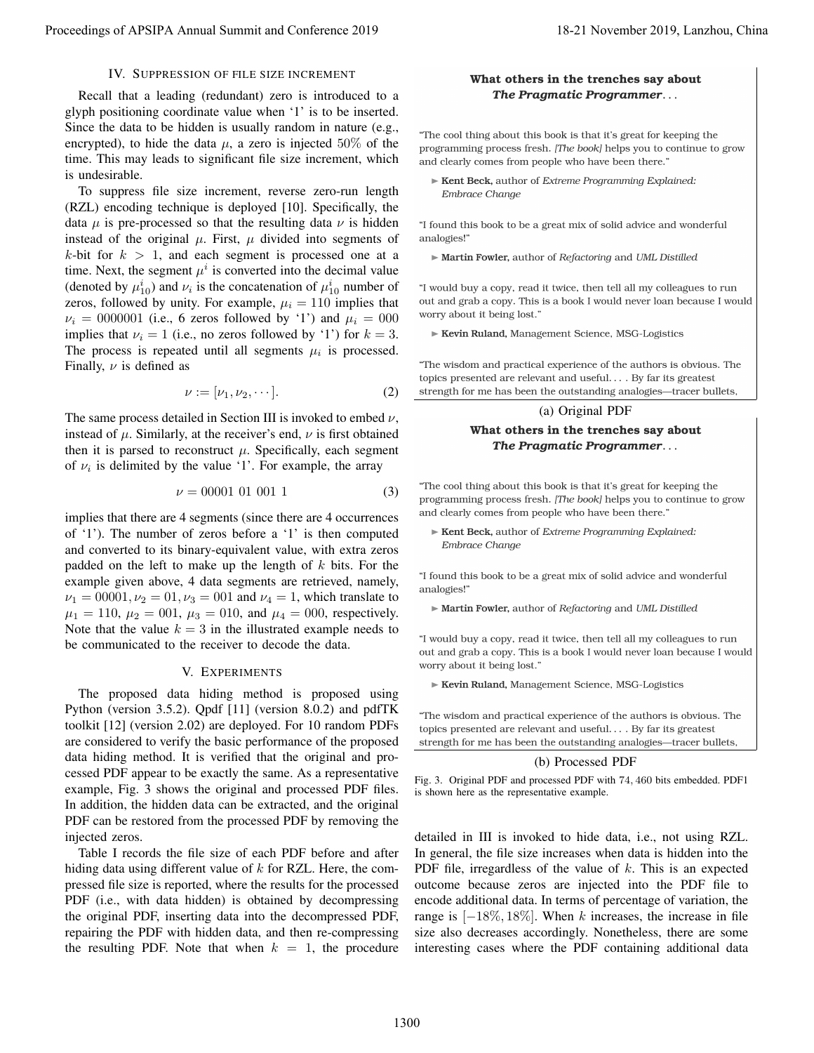## IV. Suppression of file size increment

Recall that a leading (redundant) zero is introduced to a glyph positioning coordinate value when '1' is to be inserted. Since the data to be hidden is usually random in nature (e.g., encrypted), to hide the data $\mu$, a zero is injected 50% of the time. This may leads to significant file size increment, which is undesirable.

To suppress file size increment, reverse zero-run length (RZL) encoding technique is deployed [10]. Specifically, the data $\mu$ is pre-processed so that the resulting data $\nu$ is hidden instead of the original $\mu$. First, $\mu$ divided into segments of $k$-bit for $k > 1$, and each segment is processed one at a time. Next, the segment $\mu^i$ is converted into the decimal value (denoted by $\mu^i_{10}$) and $\nu_i$ is the concatenation of $\mu^i_{10}$ number of zeros, followed by unity. For example, $\mu_i = 110$ implies that $\nu_i = 0000001$ (i.e., 6 zeros followed by '1') and $\mu_i = 000$ implies that $\nu_i = 1$ (i.e., no zeros followed by '1') for $k = 3$. The process is repeated until all segments $\mu_i$ is processed. Finally, $\nu$ is defined as

$$\nu := [\nu_1, \nu_2, \cdots]. \tag{2}$$

The same process detailed in Section III is invoked to embed $\nu$, instead of $\mu$. Similarly, at the receiver's end, $\nu$ is first obtained then it is parsed to reconstruct $\mu$. Specifically, each segment of $\nu_i$ is delimited by the value '1'. For example, the array

$$\nu = 00001\ 01\ 001\ 1 \tag{3}$$

implies that there are 4 segments (since there are 4 occurrences of '1'). The number of zeros before a '1' is then computed and converted to its binary-equivalent value, with extra zeros padded on the left to make up the length of $k$ bits. For the example given above, 4 data segments are retrieved, namely, $\nu_1 = 00001, \nu_2 = 01, \nu_3 = 001$ and $\nu_4 = 1$, which translate to $\mu_1 = 110$, $\mu_2 = 001$, $\mu_3 = 010$, and $\mu_4 = 000$, respectively. Note that the value $k = 3$ in the illustrated example needs to be communicated to the receiver to decode the data.

## V. Experiments

The proposed data hiding method is proposed using Python (version 3.5.2). Qpdf [11] (version 8.0.2) and pdfTK toolkit [12] (version 2.02) are deployed. For 10 random PDFs are considered to verify the basic performance of the proposed data hiding method. It is verified that the original and processed PDF appear to be exactly the same. As a representative example, Fig. 3 shows the original and processed PDF files. In addition, the hidden data can be extracted, and the original PDF can be restored from the processed PDF by removing the injected zeros.

**What others in the trenches say about *The Pragmatic Programmer*...**

"The cool thing about this book is that it's great for keeping the programming process fresh. *[The book]* helps you to continue to grow and clearly comes from people who have been there."

► **Kent Beck,** author of *Extreme Programming Explained: Embrace Change*

"I found this book to be a great mix of solid advice and wonderful analogies!"

► **Martin Fowler,** author of *Refactoring* and *UML Distilled*

"I would buy a copy, read it twice, then tell all my colleagues to run out and grab a copy. This is a book I would never loan because I would worry about it being lost."

► **Kevin Ruland,** Management Science, MSG-Logistics

"The wisdom and practical experience of the authors is obvious. The topics presented are relevant and useful.... By far its greatest strength for me has been the outstanding analogies—tracer bullets,

(a) Original PDF

**What others in the trenches say about *The Pragmatic Programmer*...**

"The cool thing about this book is that it's great for keeping the programming process fresh. *[The book]* helps you to continue to grow and clearly comes from people who have been there."

► **Kent Beck,** author of *Extreme Programming Explained: Embrace Change*

"I found this book to be a great mix of solid advice and wonderful analogies!"

► **Martin Fowler,** author of *Refactoring* and *UML Distilled*

"I would buy a copy, read it twice, then tell all my colleagues to run out and grab a copy. This is a book I would never loan because I would worry about it being lost."

► **Kevin Ruland,** Management Science, MSG-Logistics

"The wisdom and practical experience of the authors is obvious. The topics presented are relevant and useful.... By far its greatest strength for me has been the outstanding analogies—tracer bullets,

(b) Processed PDF

Fig. 3. Original PDF and processed PDF with 74,460 bits embedded. PDF1 is shown here as the representative example.

Table I records the file size of each PDF before and after hiding data using different value of $k$ for RZL. Here, the compressed file size is reported, where the results for the processed PDF (i.e., with data hidden) is obtained by decompressing the original PDF, inserting data into the decompressed PDF, repairing the PDF with hidden data, and then re-compressing the resulting PDF. Note that when $k = 1$, the procedure detailed in III is invoked to hide data, i.e., not using RZL. In general, the file size increases when data is hidden into the PDF file, irregardless of the value of $k$. This is an expected outcome because zeros are injected into the PDF file to encode additional data. In terms of percentage of variation, the range is $[-18\%, 18\%]$. When $k$ increases, the increase in file size also decreases accordingly. Nonetheless, there are some interesting cases where the PDF containing additional data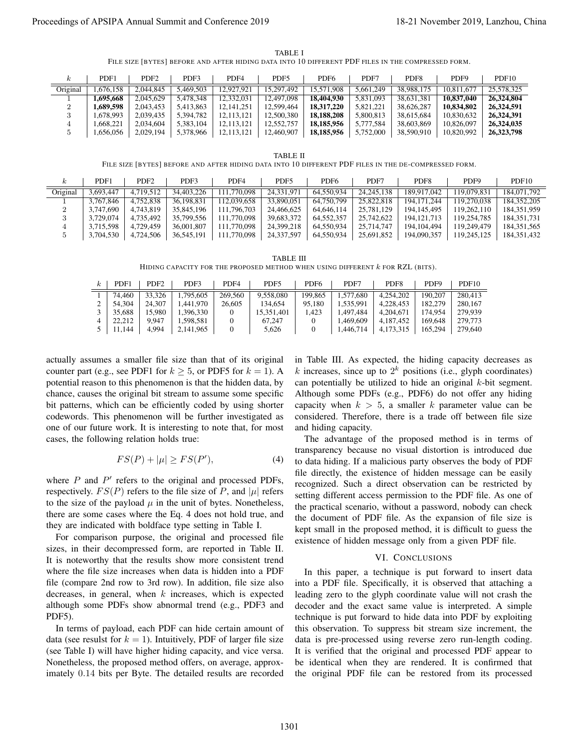TABLE I
File size [bytes] before and after hiding data into 10 different PDF files in the compressed form.

| $k$ | PDF1 | PDF2 | PDF3 | PDF4 | PDF5 | PDF6 | PDF7 | PDF8 | PDF9 | PDF10 |
|---|---|---|---|---|---|---|---|---|---|---|
| Original | 1,676,158 | 2,044,845 | 5,469,503 | 12,927,921 | 15,297,492 | 15,571,908 | 5,661,249 | 38,988,175 | 10,811,677 | 25,578,325 |
| 1 | **1,695,668** | 2,045,629 | 5,478,348 | 12,332,031 | 12,497,098 | **18,404,930** | 5,831,093 | 38,631,381 | **10,837,040** | **26,324,804** |
| 2 | **1,689,598** | 2,043,453 | 5,413,863 | 12,141,251 | 12,599,464 | **18,317,220** | 5,821,221 | 38,626,287 | **10,834,802** | **26,324,591** |
| 3 | 1,678,993 | 2,039,435 | 5,394,782 | 12,113,121 | 12,500,380 | **18,188,208** | 5,800,813 | 38,615,684 | 10,830,632 | **26,324,391** |
| 4 | 1,668,221 | 2,034,604 | 5,383,104 | 12,113,121 | 12,552,757 | **18,185,956** | 5,777,584 | 38,603,869 | 10,826,097 | **26,324,035** |
| 5 | 1,656,056 | 2,029,194 | 5,378,966 | 12,113,121 | 12,460,907 | **18,185,956** | 5,752,000 | 38,590,910 | 10,820,992 | **26,323,798** |

TABLE II
File size [bytes] before and after hiding data into 10 different PDF files in the de-compressed form.

| $k$ | PDF1 | PDF2 | PDF3 | PDF4 | PDF5 | PDF6 | PDF7 | PDF8 | PDF9 | PDF10 |
|---|---|---|---|---|---|---|---|---|---|---|
| Original | 3,693,447 | 4,719,512 | 34,403,226 | 111,770,098 | 24,331,971 | 64,550,934 | 24,245,138 | 189,917,042 | 119,079,831 | 184,071,792 |
| 1 | 3,767,846 | 4,752,838 | 36,198,831 | 112,039,658 | 33,890,051 | 64,750,799 | 25,822,818 | 194,171,244 | 119,270,038 | 184,352,205 |
| 2 | 3,747,690 | 4,743,819 | 35,845,196 | 111,796,703 | 24,466,625 | 64,646,114 | 25,781,129 | 194,145,495 | 119,262,110 | 184,351,959 |
| 3 | 3,729,074 | 4,735,492 | 35,799,556 | 111,770,098 | 39,683,372 | 64,552,357 | 25,742,622 | 194,121,713 | 119,254,785 | 184,351,731 |
| 4 | 3,715,598 | 4,729,459 | 36,001,807 | 111,770,098 | 24,399,218 | 64,550,934 | 25,714,747 | 194,104,494 | 119,249,479 | 184,351,565 |
| 5 | 3,704,530 | 4,724,506 | 36,545,191 | 111,770,098 | 24,337,597 | 64,550,934 | 25,691,852 | 194,090,357 | 119,245,125 | 184,351,432 |

TABLE III
Hiding capacity for the proposed method when using different $k$ for RZL (bits).

| $k$ | PDF1 | PDF2 | PDF3 | PDF4 | PDF5 | PDF6 | PDF7 | PDF8 | PDF9 | PDF10 |
|---|---|---|---|---|---|---|---|---|---|---|
| 1 | 74,460 | 33,326 | 1,795,605 | 269,560 | 9,558,080 | 199,865 | 1,577,680 | 4,254,202 | 190,207 | 280,413 |
| 2 | 54,304 | 24,307 | 1,441,970 | 26,605 | 134,654 | 95,180 | 1,535,991 | 4,228,453 | 182,279 | 280,167 |
| 3 | 35,688 | 15,980 | 1,396,330 | 0 | 15,351,401 | 1,423 | 1,497,484 | 4,204,671 | 174,954 | 279,939 |
| 4 | 22,212 | 9,947 | 1,598,581 | 0 | 67,247 | 0 | 1,469,609 | 4,187,452 | 169,648 | 279,773 |
| 5 | 11,144 | 4,994 | 2,141,965 | 0 | 5,626 | 0 | 1,446,714 | 4,173,315 | 165,294 | 279,640 |

actually assumes a smaller file size than that of its original counter part (e.g., see PDF1 for $k \geq 5$, or PDF5 for $k = 1$). A potential reason to this phenomenon is that the hidden data, by chance, causes the original bit stream to assume some specific bit patterns, which can be efficiently coded by using shorter codewords. This phenomenon will be further investigated as one of our future work. It is interesting to note that, for most cases, the following relation holds true:

$$FS(P) + |\mu| \geq FS(P'), \tag{4}$$

where $P$ and $P'$ refers to the original and processed PDFs, respectively. $FS(P)$ refers to the file size of $P$, and $|\mu|$ refers to the size of the payload $\mu$ in the unit of bytes. Nonetheless, there are some cases where the Eq. 4 does not hold true, and they are indicated with boldface type setting in Table I.

For comparison purpose, the original and processed file sizes, in their decompressed form, are reported in Table II. It is noteworthy that the results show more consistent trend where the file size increases when data is hidden into a PDF file (compare 2nd row to 3rd row). In addition, file size also decreases, in general, when $k$ increases, which is expected although some PDFs show abnormal trend (e.g., PDF3 and PDF5).

In terms of payload, each PDF can hide certain amount of data (see resulst for $k = 1$). Intuitively, PDF of larger file size (see Table I) will have higher hiding capacity, and vice versa. Nonetheless, the proposed method offers, on average, approximately 0.14 bits per Byte. The detailed results are recorded in Table III. As expected, the hiding capacity decreases as $k$ increases, since up to $2^k$ positions (i.e., glyph coordinates) can potentially be utilized to hide an original $k$-bit segment. Although some PDFs (e.g., PDF6) do not offer any hiding capacity when $k > 5$, a smaller $k$ parameter value can be considered. Therefore, there is a trade off between file size and hiding capacity.

The advantage of the proposed method is in terms of transparency because no visual distortion is introduced due to data hiding. If a malicious party observes the body of PDF file directly, the existence of hidden message can be easily recognized. Such a direct observation can be restricted by setting different access permission to the PDF file. As one of the practical scenario, without a password, nobody can check the document of PDF file. As the expansion of file size is kept small in the proposed method, it is difficult to guess the existence of hidden message only from a given PDF file.

## VI. Conclusions

In this paper, a technique is put forward to insert data into a PDF file. Specifically, it is observed that attaching a leading zero to the glyph coordinate value will not crash the decoder and the exact same value is interpreted. A simple technique is put forward to hide data into PDF by exploiting this observation. To suppress bit stream size increment, the data is pre-processed using reverse zero run-length coding. It is verified that the original and processed PDF appear to be identical when they are rendered. It is confirmed that the original PDF file can be restored from its processed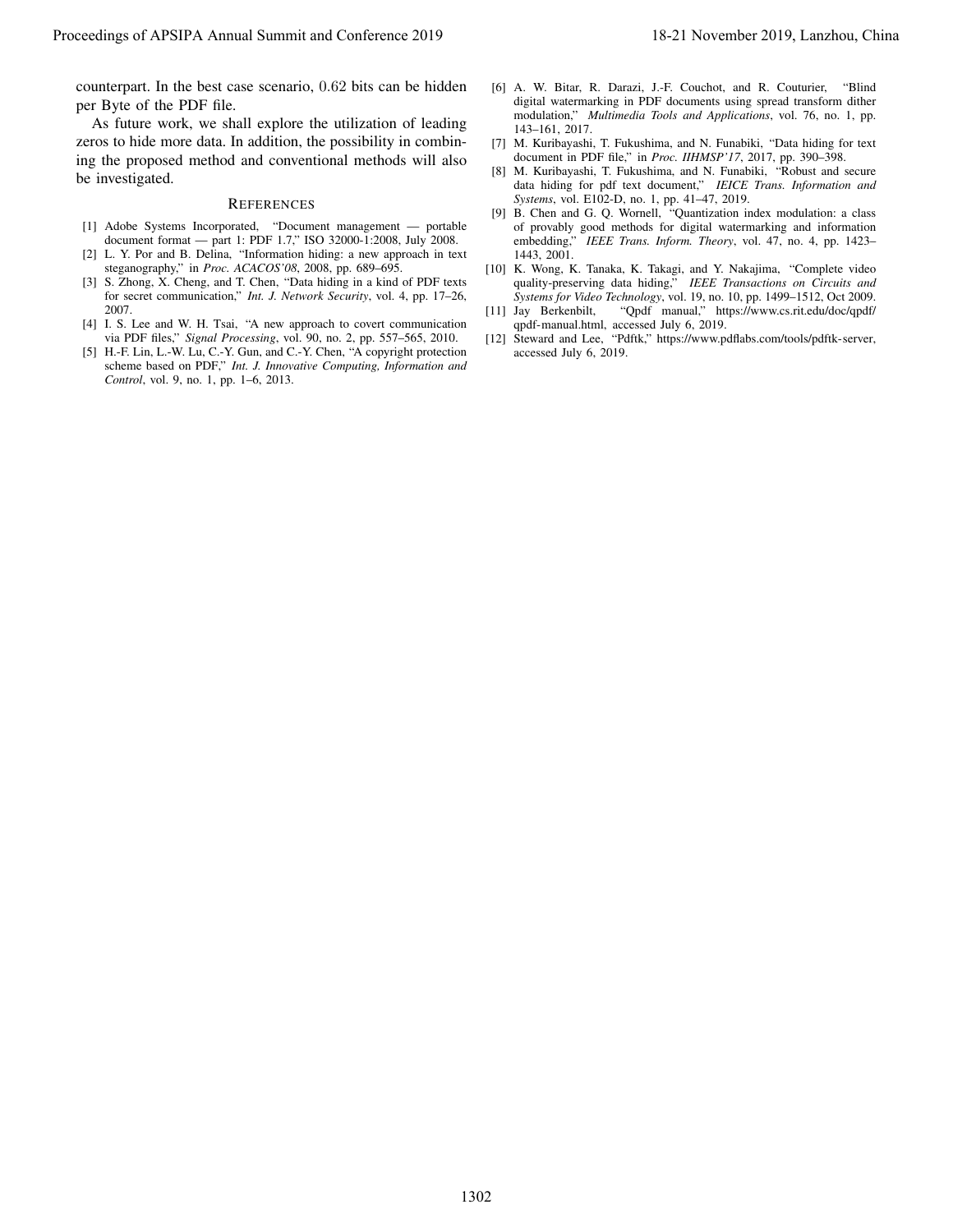counterpart. In the best case scenario, $0.62$ bits can be hidden per Byte of the PDF file.

As future work, we shall explore the utilization of leading zeros to hide more data. In addition, the possibility in combining the proposed method and conventional methods will also be investigated.

## REFERENCES

[1] Adobe Systems Incorporated, "Document management — portable document format — part 1: PDF 1.7," ISO 32000-1:2008, July 2008.

[2] L. Y. Por and B. Delina, "Information hiding: a new approach in text steganography," in *Proc. ACACOS'08*, 2008, pp. 689–695.

[3] S. Zhong, X. Cheng, and T. Chen, "Data hiding in a kind of PDF texts for secret communication," *Int. J. Network Security*, vol. 4, pp. 17–26, 2007.

[4] I. S. Lee and W. H. Tsai, "A new approach to covert communication via PDF files," *Signal Processing*, vol. 90, no. 2, pp. 557–565, 2010.

[5] H.-F. Lin, L.-W. Lu, C.-Y. Gun, and C.-Y. Chen, "A copyright protection scheme based on PDF," *Int. J. Innovative Computing, Information and Control*, vol. 9, no. 1, pp. 1–6, 2013.

[6] A. W. Bitar, R. Darazi, J.-F. Couchot, and R. Couturier, "Blind digital watermarking in PDF documents using spread transform dither modulation," *Multimedia Tools and Applications*, vol. 76, no. 1, pp. 143–161, 2017.

[7] M. Kuribayashi, T. Fukushima, and N. Funabiki, "Data hiding for text document in PDF file," in *Proc. IIHMSP'17*, 2017, pp. 390–398.

[8] M. Kuribayashi, T. Fukushima, and N. Funabiki, "Robust and secure data hiding for pdf text document," *IEICE Trans. Information and Systems*, vol. E102-D, no. 1, pp. 41–47, 2019.

[9] B. Chen and G. Q. Wornell, "Quantization index modulation: a class of provably good methods for digital watermarking and information embedding," *IEEE Trans. Inform. Theory*, vol. 47, no. 4, pp. 1423–1443, 2001.

[10] K. Wong, K. Tanaka, K. Takagi, and Y. Nakajima, "Complete video quality-preserving data hiding," *IEEE Transactions on Circuits and Systems for Video Technology*, vol. 19, no. 10, pp. 1499–1512, Oct 2009.

[11] Jay Berkenbilt, "Qpdf manual," https://www.cs.rit.edu/doc/qpdf/qpdf-manual.html, accessed July 6, 2019.

[12] Steward and Lee, "Pdftk," https://www.pdflabs.com/tools/pdftk-server, accessed July 6, 2019.